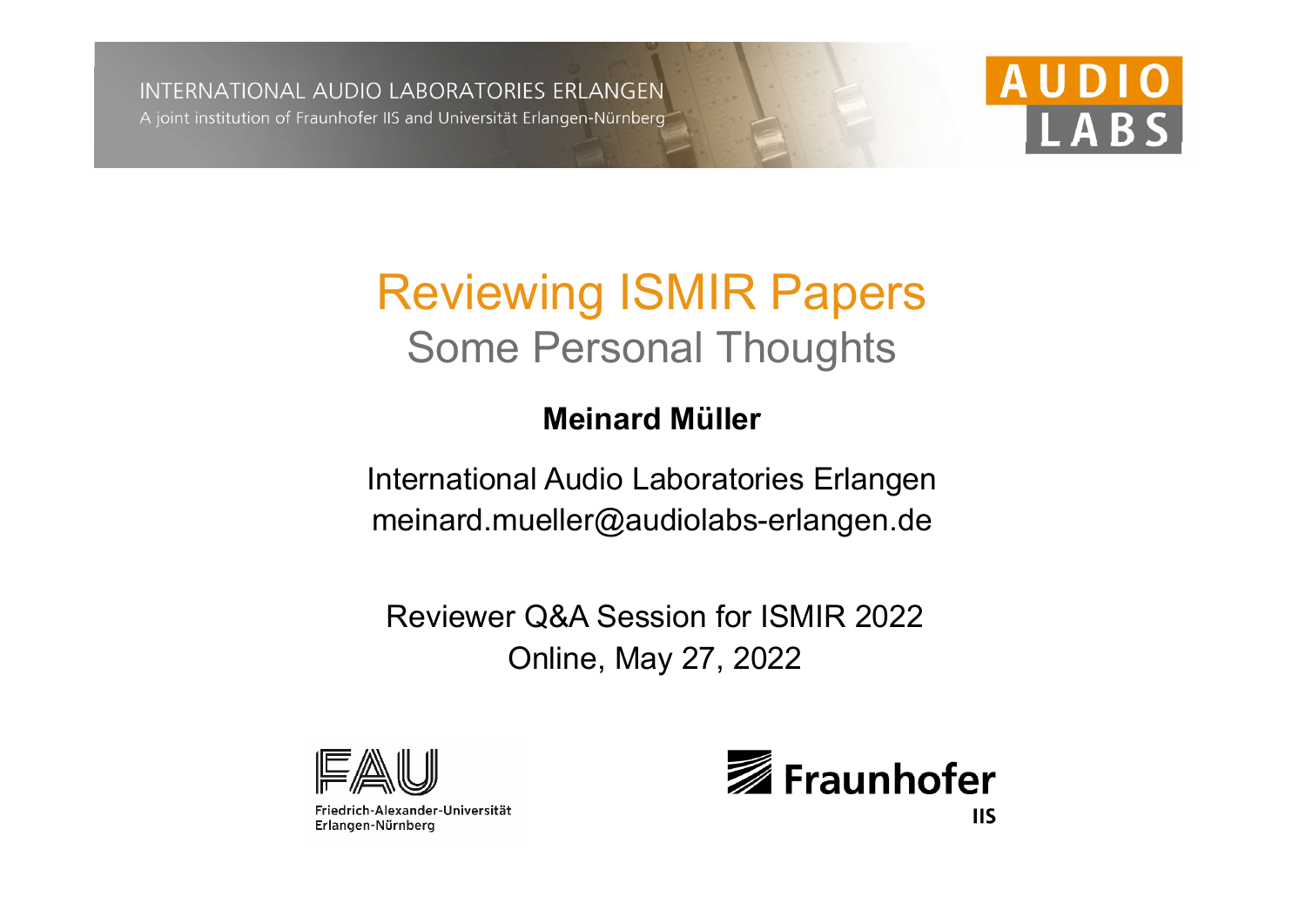INTERNATIONAL AUDIO LABORATORIES ERLANGEN
A joint institution of Fraunhofer IIS and Universität Erlangen-Nürnberg

AUDIO LABS

# Reviewing ISMIR Papers

## Some Personal Thoughts

**Meinard Müller**

International Audio Laboratories Erlangen
meinard.mueller@audiolabs-erlangen.de

Reviewer Q&A Session for ISMIR 2022
Online, May 27, 2022

FAU
Friedrich-Alexander-Universität Erlangen-Nürnberg

Fraunhofer IIS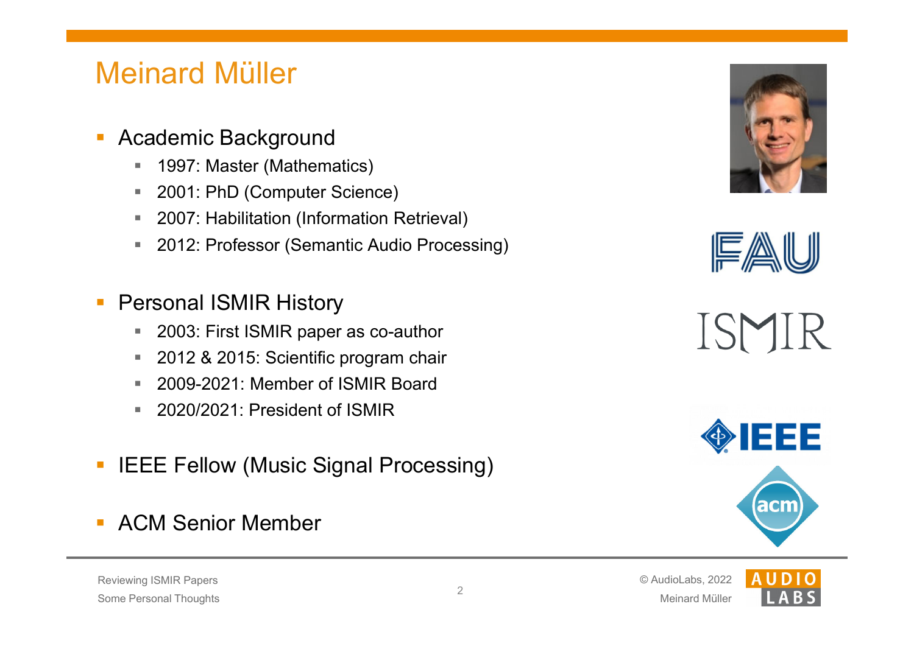# Meinard Müller

- Academic Background
  - 1997: Master (Mathematics)
  - 2001: PhD (Computer Science)
  - 2007: Habilitation (Information Retrieval)
  - 2012: Professor (Semantic Audio Processing)
- Personal ISMIR History
  - 2003: First ISMIR paper as co-author
  - 2012 & 2015: Scientific program chair
  - 2009-2021: Member of ISMIR Board
  - 2020/2021: President of ISMIR
- IEEE Fellow (Music Signal Processing)
- ACM Senior Member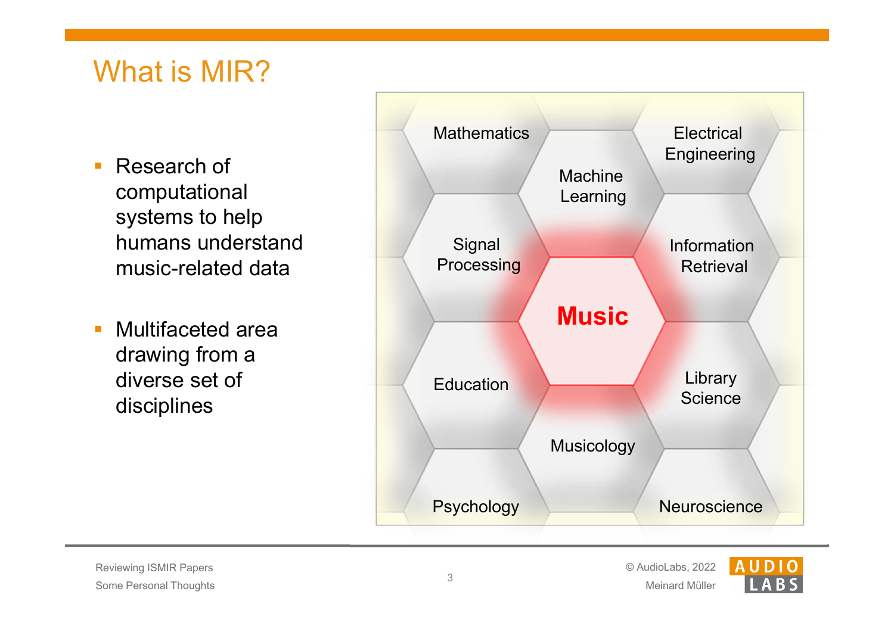# What is MIR?

- Research of computational systems to help humans understand music-related data
- Multifaceted area drawing from a diverse set of disciplines

Mathematics

Electrical Engineering

Machine Learning

Signal Processing

Information Retrieval

**Music**

Education

Library Science

Musicology

Psychology

Neuroscience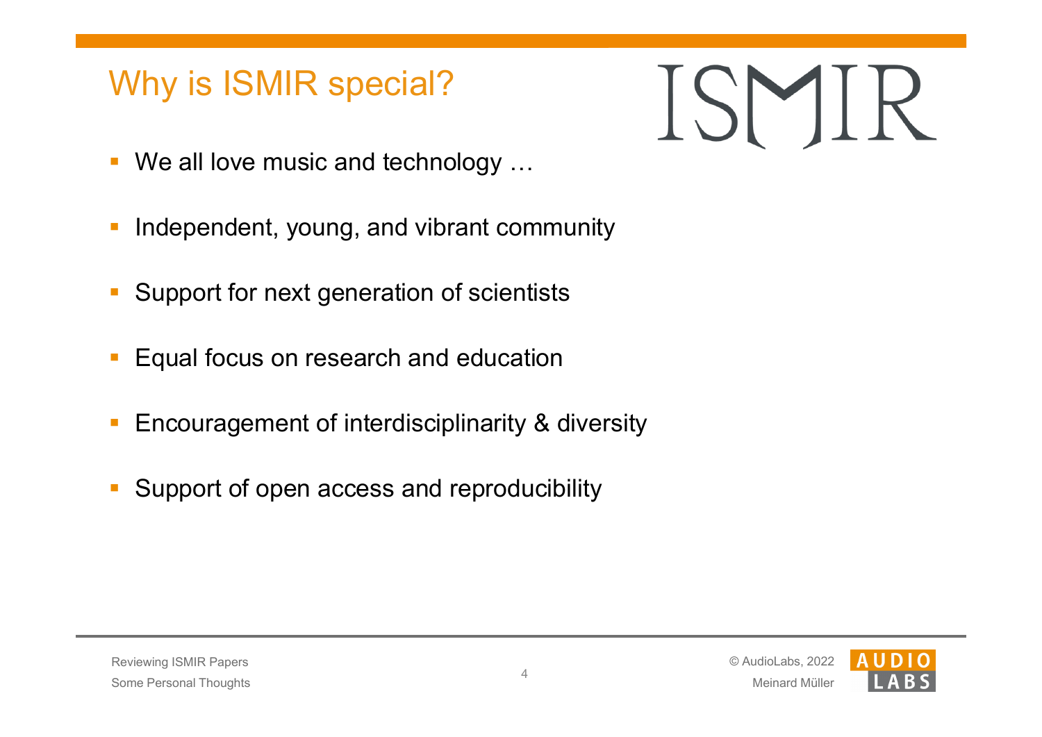# Why is ISMIR special?

- We all love music and technology …
- Independent, young, and vibrant community
- Support for next generation of scientists
- Equal focus on research and education
- Encouragement of interdisciplinarity & diversity
- Support of open access and reproducibility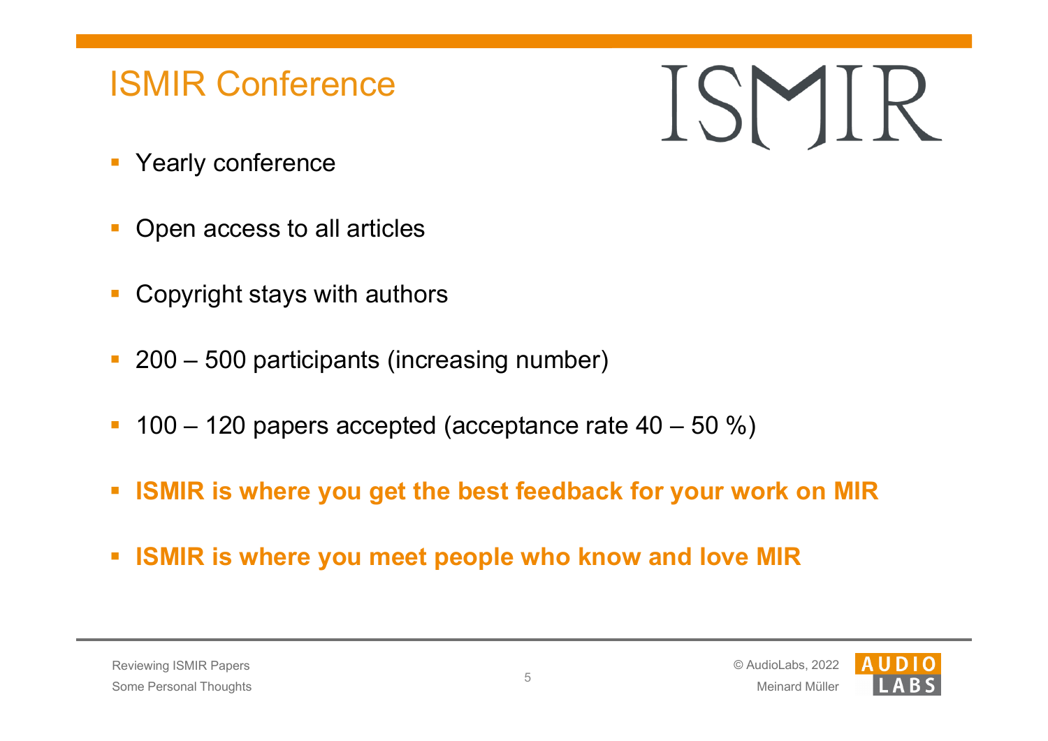# ISMIR Conference

- Yearly conference
- Open access to all articles
- Copyright stays with authors
- 200 – 500 participants (increasing number)
- 100 – 120 papers accepted (acceptance rate 40 – 50 %)
- **ISMIR is where you get the best feedback for your work on MIR**
- **ISMIR is where you meet people who know and love MIR**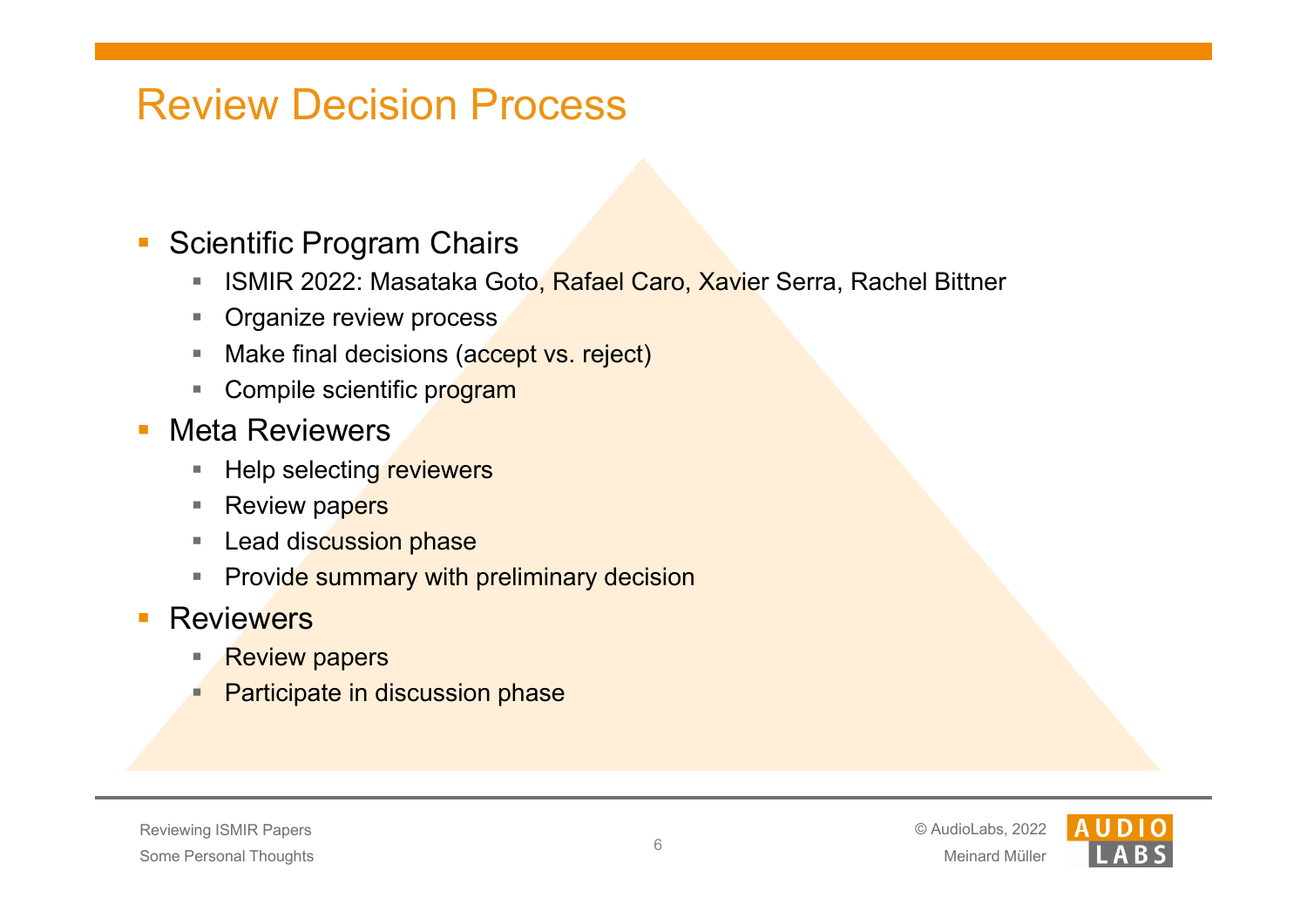# Review Decision Process

- Scientific Program Chairs
  - ISMIR 2022: Masataka Goto, Rafael Caro, Xavier Serra, Rachel Bittner
  - Organize review process
  - Make final decisions (accept vs. reject)
  - Compile scientific program
- Meta Reviewers
  - Help selecting reviewers
  - Review papers
  - Lead discussion phase
  - Provide summary with preliminary decision
- Reviewers
  - Review papers
  - Participate in discussion phase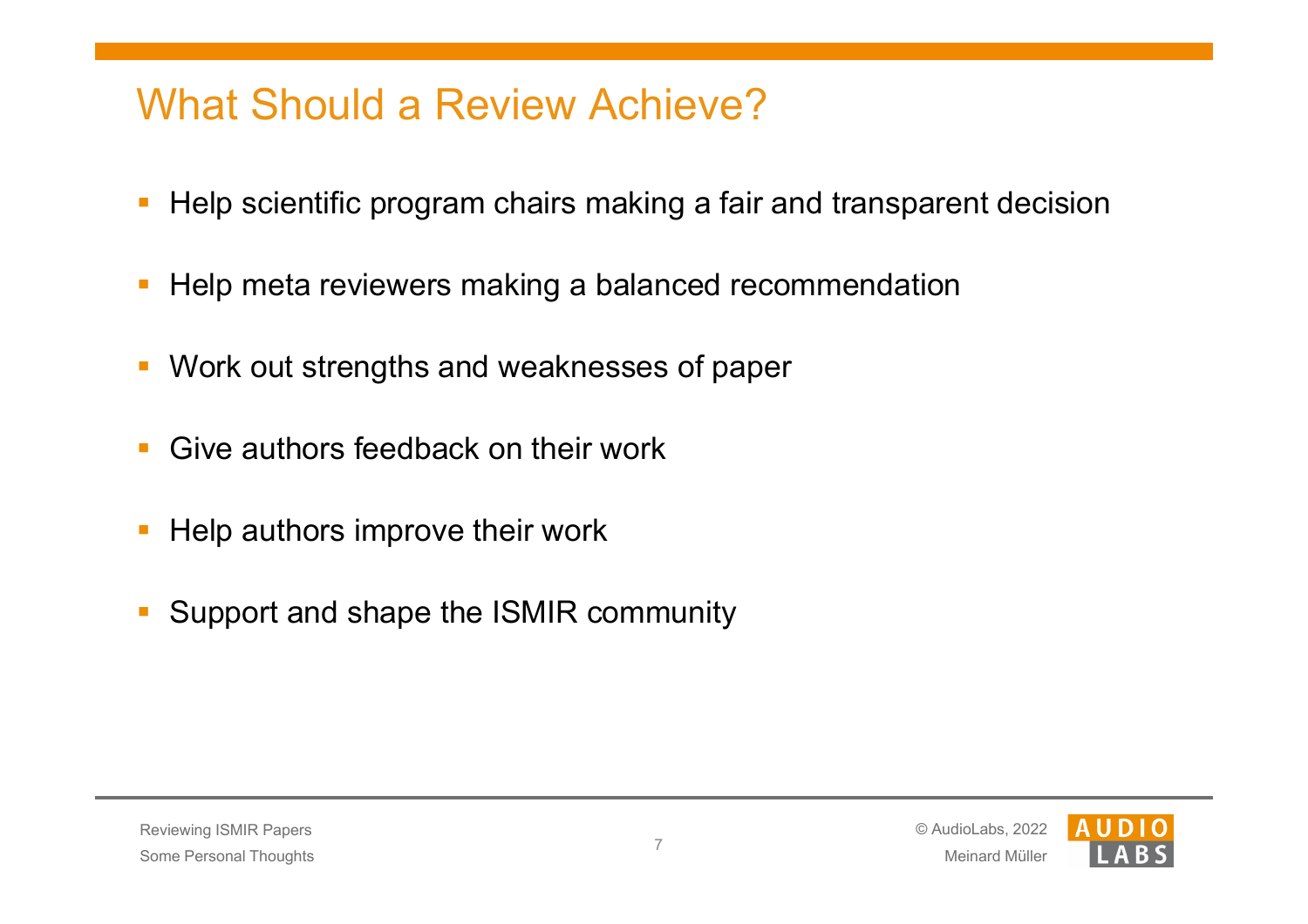# What Should a Review Achieve?

- Help scientific program chairs making a fair and transparent decision
- Help meta reviewers making a balanced recommendation
- Work out strengths and weaknesses of paper
- Give authors feedback on their work
- Help authors improve their work
- Support and shape the ISMIR community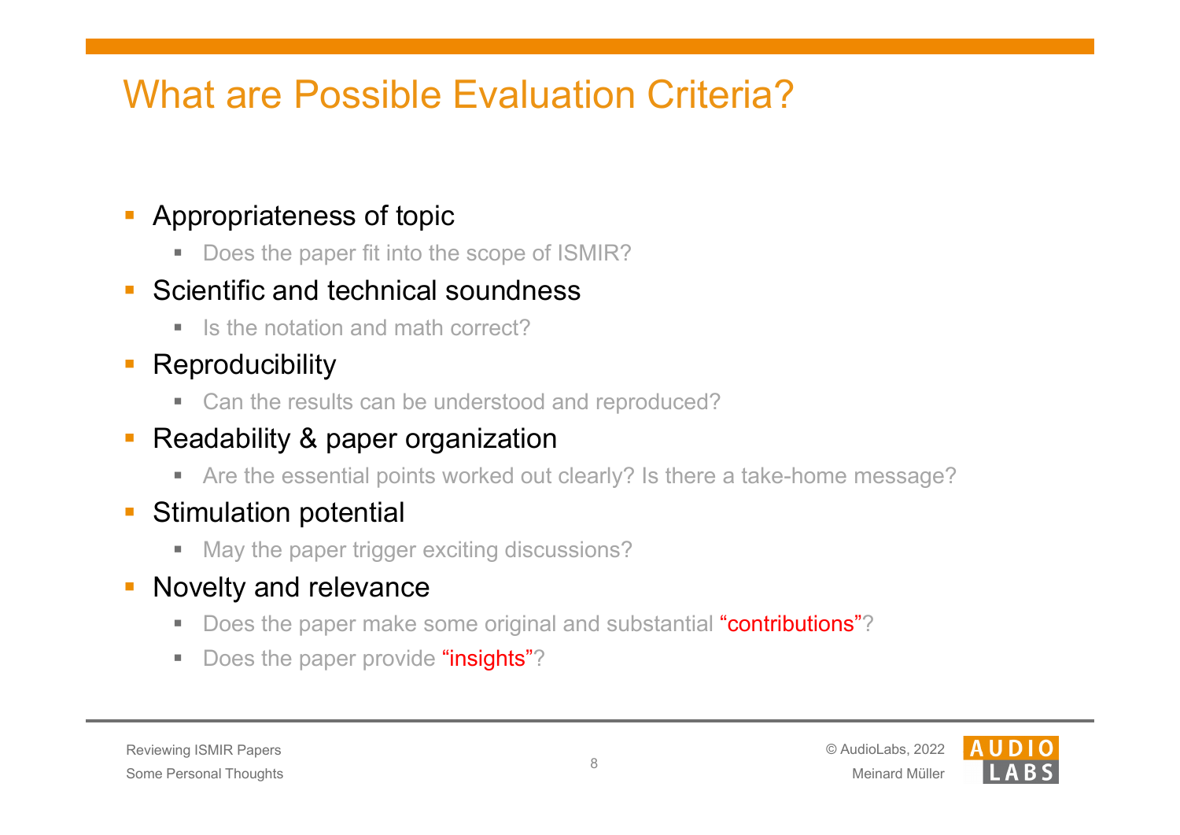# What are Possible Evaluation Criteria?

- Appropriateness of topic
  - Does the paper fit into the scope of ISMIR?
- Scientific and technical soundness
  - Is the notation and math correct?
- Reproducibility
  - Can the results can be understood and reproduced?
- Readability & paper organization
  - Are the essential points worked out clearly? Is there a take-home message?
- Stimulation potential
  - May the paper trigger exciting discussions?
- Novelty and relevance
  - Does the paper make some original and substantial "contributions"?
  - Does the paper provide "insights"?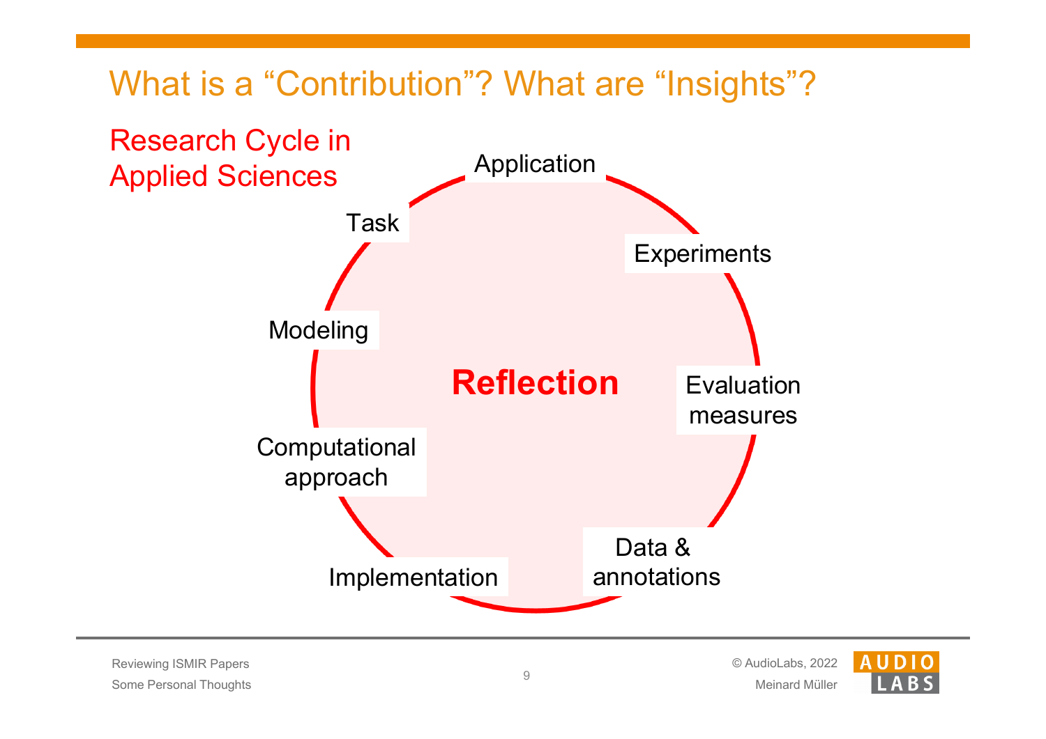# What is a "Contribution"? What are "Insights"?

## Research Cycle in Applied Sciences

- Application
- Experiments
- Evaluation measures
- Data & annotations
- Implementation
- Computational approach
- Modeling
- Task

**Reflection**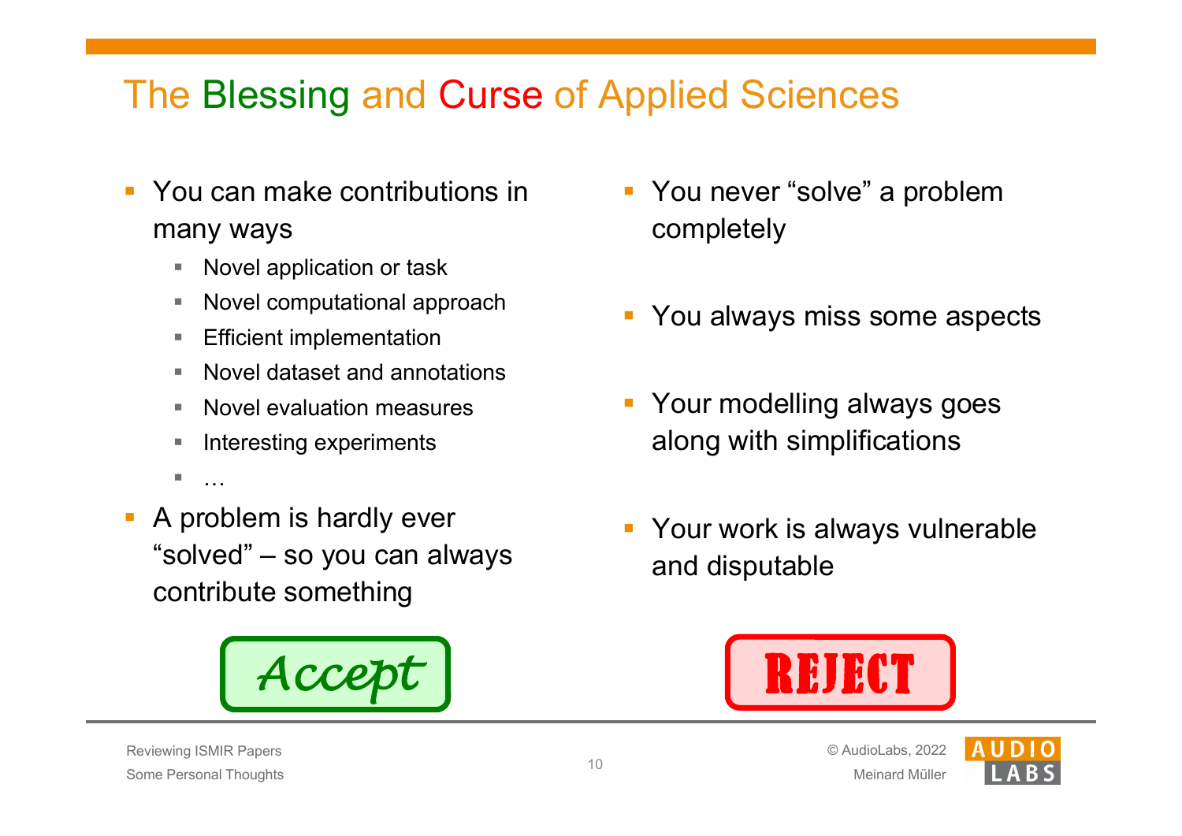# The Blessing and Curse of Applied Sciences

- You can make contributions in many ways
  - Novel application or task
  - Novel computational approach
  - Efficient implementation
  - Novel dataset and annotations
  - Novel evaluation measures
  - Interesting experiments
  - …
- A problem is hardly ever "solved" – so you can always contribute something

*Accept*

- You never "solve" a problem completely
- You always miss some aspects
- Your modelling always goes along with simplifications
- Your work is always vulnerable and disputable

**REJECT**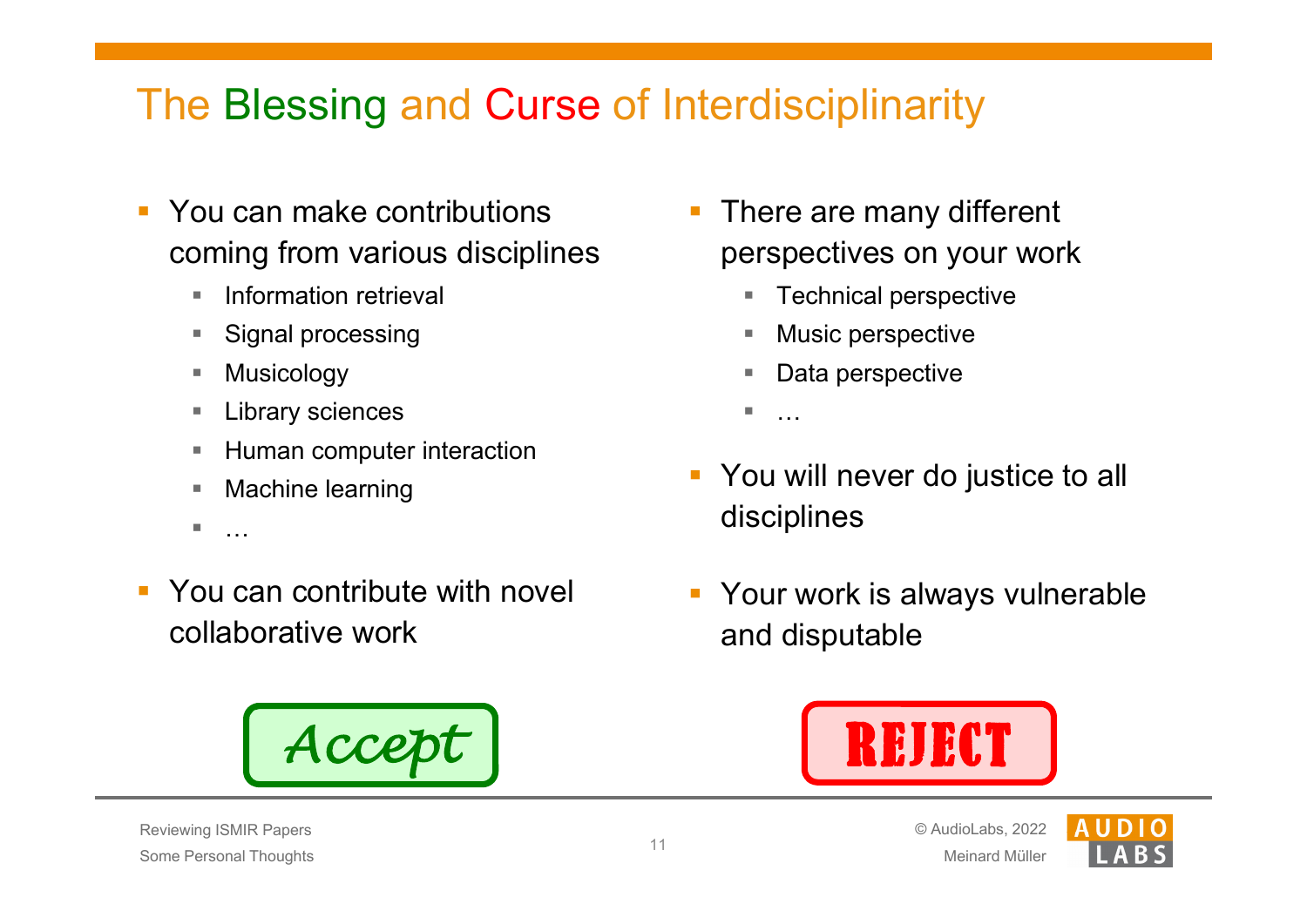# The Blessing and Curse of Interdisciplinarity

- You can make contributions coming from various disciplines
  - Information retrieval
  - Signal processing
  - Musicology
  - Library sciences
  - Human computer interaction
  - Machine learning
  - …
- You can contribute with novel collaborative work

Accept

- There are many different perspectives on your work
  - Technical perspective
  - Music perspective
  - Data perspective
  - …
- You will never do justice to all disciplines
- Your work is always vulnerable and disputable

REJECT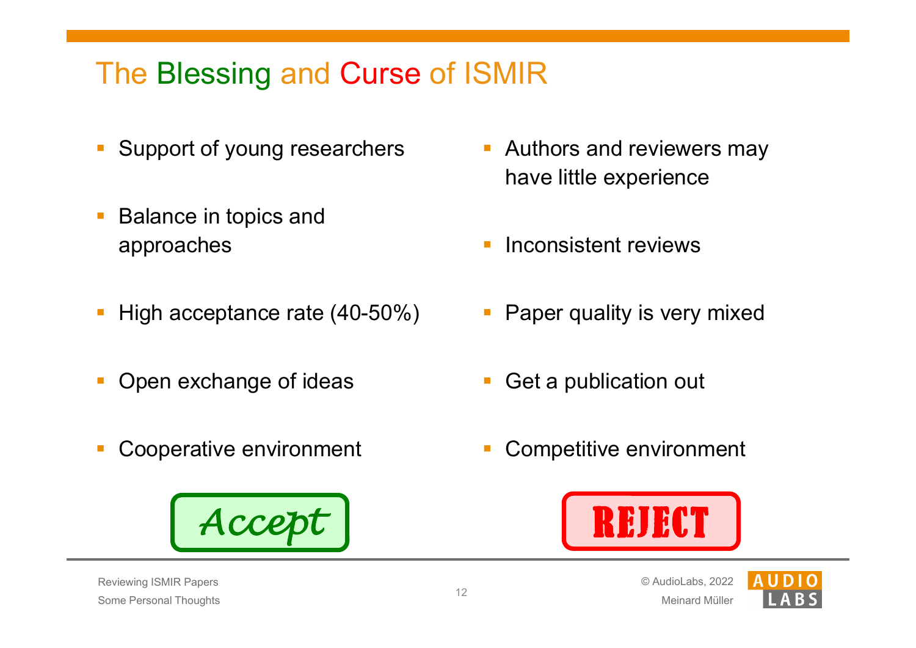# The Blessing and Curse of ISMIR

- Support of young researchers
- Balance in topics and approaches
- High acceptance rate (40-50%)
- Open exchange of ideas
- Cooperative environment

*Accept*

- Authors and reviewers may have little experience
- Inconsistent reviews
- Paper quality is very mixed
- Get a publication out
- Competitive environment

**REJECT**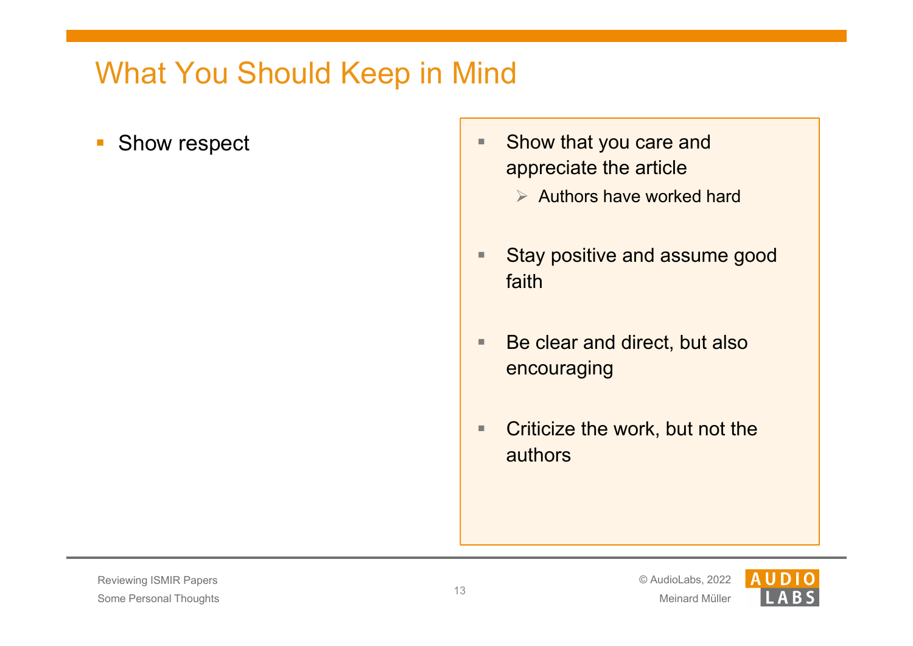# What You Should Keep in Mind

- Show respect

- Show that you care and appreciate the article
  - Authors have worked hard
- Stay positive and assume good faith
- Be clear and direct, but also encouraging
- Criticize the work, but not the authors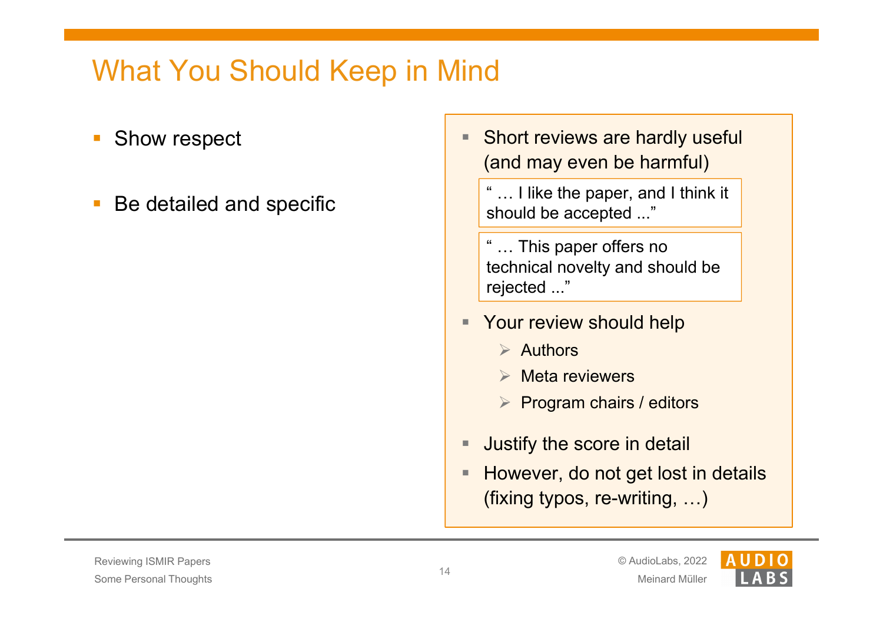# What You Should Keep in Mind

- Show respect
- Be detailed and specific

---

- Short reviews are hardly useful (and may even be harmful)

  > " … I like the paper, and I think it should be accepted ..."

  > " … This paper offers no technical novelty and should be rejected ..."

- Your review should help
  - Authors
  - Meta reviewers
  - Program chairs / editors
- Justify the score in detail
- However, do not get lost in details (fixing typos, re-writing, …)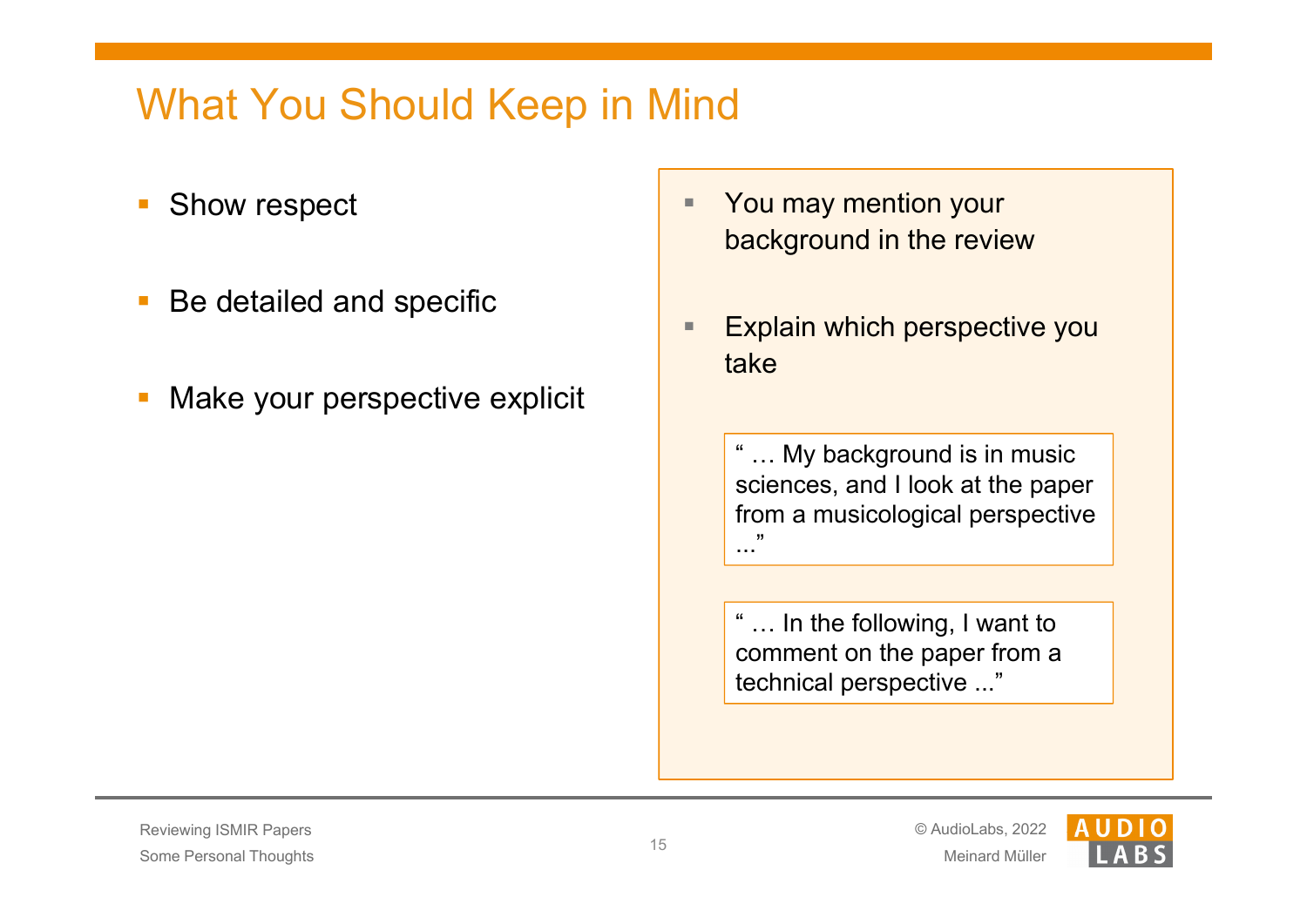# What You Should Keep in Mind

- Show respect
- Be detailed and specific
- Make your perspective explicit

- You may mention your background in the review
- Explain which perspective you take

> " … My background is in music sciences, and I look at the paper from a musicological perspective ..."

> " … In the following, I want to comment on the paper from a technical perspective ..."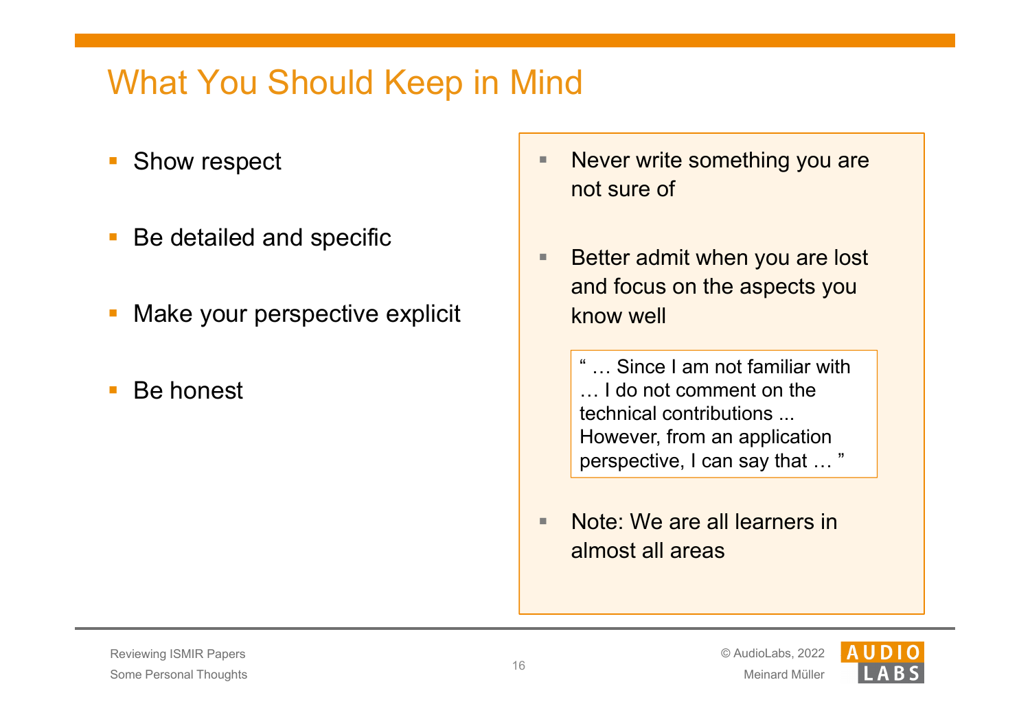# What You Should Keep in Mind

- Show respect
- Be detailed and specific
- Make your perspective explicit
- Be honest

---

- Never write something you are not sure of
- Better admit when you are lost and focus on the aspects you know well

  > " … Since I am not familiar with … I do not comment on the technical contributions ... However, from an application perspective, I can say that … "

- Note: We are all learners in almost all areas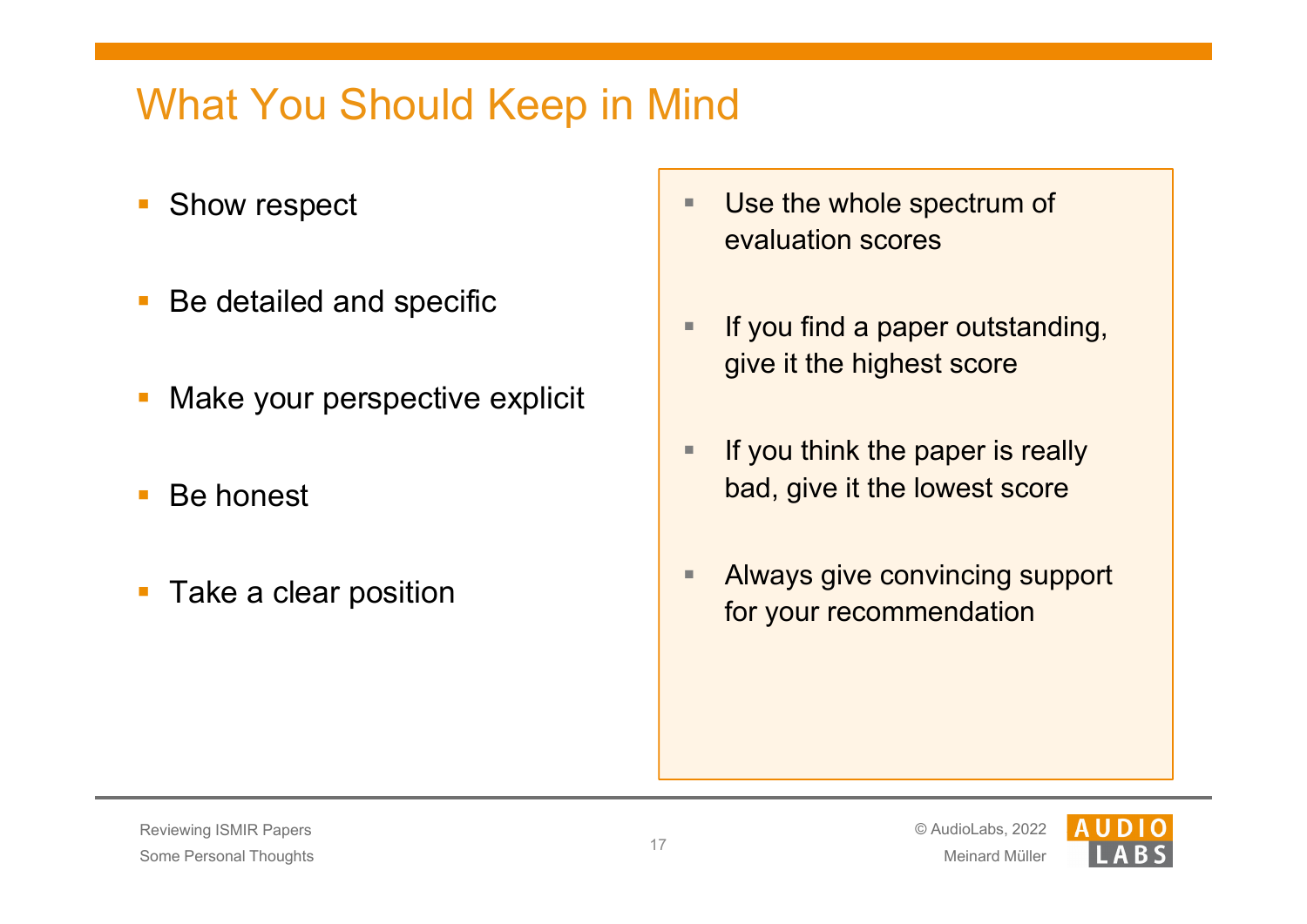# What You Should Keep in Mind

- Show respect
- Be detailed and specific
- Make your perspective explicit
- Be honest
- Take a clear position

- Use the whole spectrum of evaluation scores
- If you find a paper outstanding, give it the highest score
- If you think the paper is really bad, give it the lowest score
- Always give convincing support for your recommendation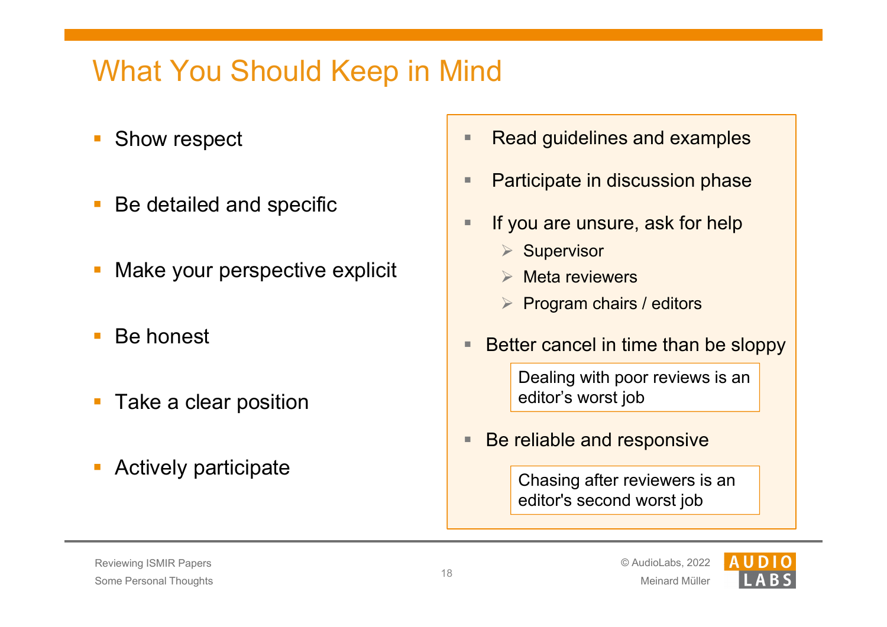# What You Should Keep in Mind

- Show respect
- Be detailed and specific
- Make your perspective explicit
- Be honest
- Take a clear position
- Actively participate

---

- Read guidelines and examples
- Participate in discussion phase
- If you are unsure, ask for help
  - Supervisor
  - Meta reviewers
  - Program chairs / editors
- Better cancel in time than be sloppy

  > Dealing with poor reviews is an editor's worst job

- Be reliable and responsive

  > Chasing after reviewers is an editor's second worst job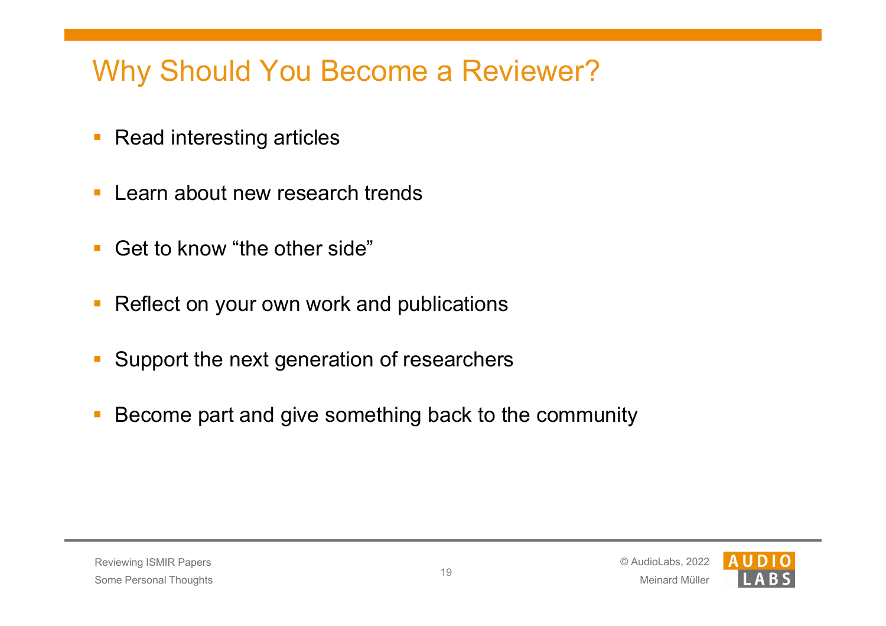# Why Should You Become a Reviewer?

- Read interesting articles
- Learn about new research trends
- Get to know "the other side"
- Reflect on your own work and publications
- Support the next generation of researchers
- Become part and give something back to the community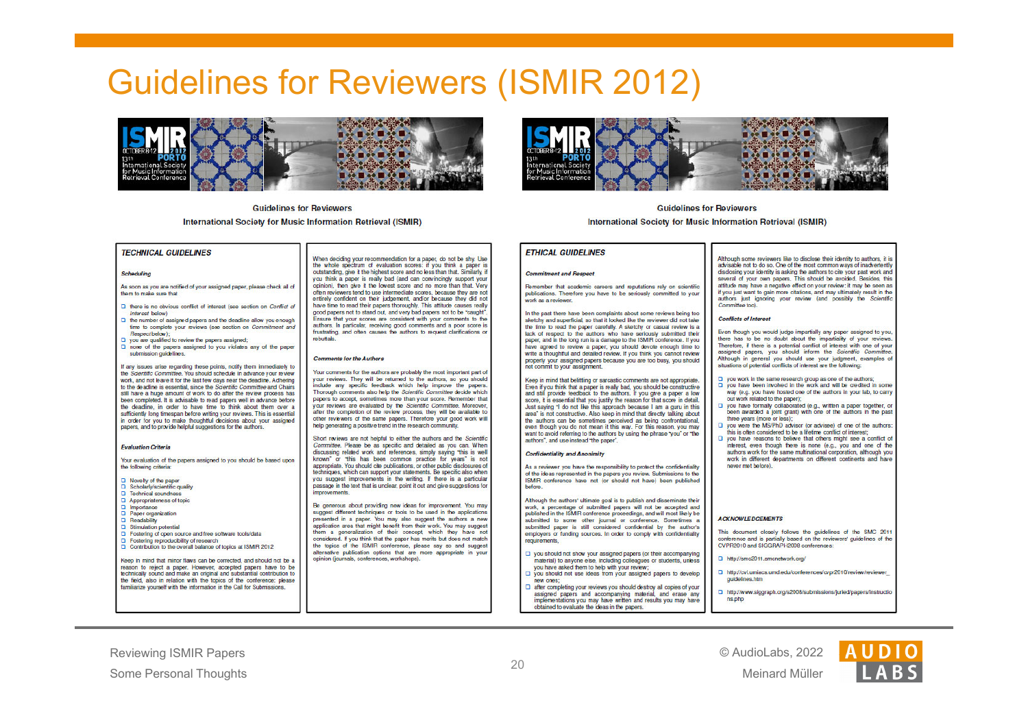# Guidelines for Reviewers (ISMIR 2012)

**Guidelines for Reviewers**

**International Society for Music Information Retrieval (ISMIR)**

## TECHNICAL GUIDELINES

### Scheduling

As soon as you are notified of your assigned paper, please check all of them to make sure that

- there is no obvious conflict of interest (see section on *Conflict of Interest* below)
- the number of assigned papers and the deadline allow you enough time to complete your reviews (see section on *Commitment and Respect* below);
- you are qualified to review the papers assigned;
- none of the papers assigned to you violates any of the paper submission guidelines.

If any issues arise regarding these points, notify them immediately to the *Scientific Committee*. You should schedule in advance your review work, and not leave it for the last few days near the deadline. Adhering to the deadline is essential, since the *Scientific Committee* and Chairs still have a huge amount of work to do after the review process has been completed. It is advisable to read papers well in advance before the deadline, in order to have time to think about them over a sufficiently long timespan before writing your reviews. This is essential in order for you to make thoughtful decisions about your assigned papers, and to provide helpful suggestions for the authors.

### Evaluation Criteria

Your evaluation of the papers assigned to you should be based upon the following criteria:

- Novelty of the paper
- Scholarly/scientific quality
- Technical soundness
- Appropriateness of topic
- Importance
- Paper organization
- Readability
- Stimulation potential
- Fostering of open source and free software tools/data
- Fostering reproducibility of research
- Contribution to the overall balance of topics at ISMIR 2012

Keep in mind that minor flaws can be corrected, and should not be a reason to reject a paper. However, accepted papers have to be technically sound and make an original and substantial contribution to the field, also in relation with the topics of the conference: please familiarize yourself with the information in the Call for Submissions.

When deciding your recommendation for a paper, do not be shy. Use the whole spectrum of evaluation scores: if you think a paper is outstanding, give it the highest score and no less than that. Similarly, if you think a paper is really bad (and can convincingly support your opinion), then give it the lowest score and no more than that. Very often reviewers tend to use intermediate scores, because they are not entirely confident on their judgement, and/or because they did not have time to read their papers thoroughly. This attitude causes really good papers not to stand out, and very bad papers not to be "caught". Ensure that your scores are consistent with your comments to the authors. In particular, receiving good comments and a poor score is frustrating, and often causes the authors to request clarifications or rebuttals.

### Comments for the Authors

Your comments for the authors are probably the most important part of your reviews. They will be returned to the authors, so you should include any specific feedback which help improve the papers. Thorough comments also help the *Scientific Committee* decide which papers to accept, sometimes more than your score. Remember that your reviews are evaluated by the *Scientific Committee*. Moreover, after the completion of the review process, they will be available to other reviewers of the same papers. Therefore your good work will help generating a positive trend in the research community.

Short reviews are not helpful to either the authors and the *Scientific Committee*. Please be as specific and detailed as you can. When discussing related work and references, simply saying "this is well known" or "this has been common practice for years" is not appropriate. You should cite publications, or other public disclosures of techniques, which can support your statements. Be specific also when you suggest improvements in the writing. If there is a particular passage in the text that is unclear, point it out and give suggestions for improvements.

Be generous about providing new ideas for improvement. You may suggest different techniques or tools to be used in the applications presented in a paper. You may also suggest the authors a new application area that might benefit from their work. You may suggest them a generalization of their concept, which they have not considered. If you think that the paper has merits but does not match the topics of the ISMIR conference, please say so and suggest alternative publication options that are more appropriate in your opinion (journals, conferences, workshops).

## ETHICAL GUIDELINES

### Commitment and Respect

Remember that academic careers and reputations rely on scientific publications. Therefore you have to be seriously committed to your work as a reviewer.

In the past there have been complaints about some reviews being too sketchy and superficial, so that it looked like the reviewer did not take the time to read the paper carefully. A sketchy or casual review is a lack of respect to the authors who have seriously submitted their paper, and in the long run is a damage to the ISMIR conference. If you have agreed to review a paper, you should devote enough time to write a thoughtful and detailed review. If you think you cannot review properly your assigned papers because you are too busy, you should not commit to your assignment.

Keep in mind that belittling or sarcastic comments are not appropriate. Even if you think that a paper is really bad, you should be constructive and still provide feedback to the authors. If you give a paper a low score, it is essential that you justify the reason for that score in detail. Just saying "I do not like this approach because I am a guru in this area" is not constructive. Also keep in mind that directly talking about the authors can be sometimes perceived as being confrontational, even though you do not mean it this way. For this reason, you may want to avoid referring to the authors by using the phrase "you" or "the authors", and use instead "the paper".

### Confidentiality and Anonimity

As a reviewer you have the responsibility to protect the confidentiality of the ideas represented in the papers you review. Submissions to the ISMIR conference have not (or should not have) been published before.

Although the authors' ultimate goal is to publish and disseminate their work, a percentage of submitted papers will not be accepted and published in the ISMIR conference proceedings, and will most likely be submitted to some other journal or conference. Sometimes a submitted paper is still considered confidential by the author's employers or funding sources. In order to comply with confidentiality requirements,

- you should not show your assigned papers (or their accompanying material) to anyone else, including colleagues or students, unless you have asked them to help with your review;
- you should not use ideas from your assigned papers to develop new ones;
- after completing your reviews you should destroy all copies of your assigned papers and accompanying material, and erase any implementations you may have written and results you may have obtained to evaluate the ideas in the papers.

Although some reviewers like to disclose their identity to authors, it is advisable not to do so. One of the most common ways of inadvertently disclosing your identity is asking the authors to cite your past work and several of your own papers. This should be avoided. Besides, this attitude may have a negative effect on your review: it may be seen as if you just want to gain more citations, and may ultimately result in the authors just ignoring your review (and possibly the *Scientific Committee* too).

### Conflicts of Interest

Even though you would judge impartially any paper assigned to you, there has to be no doubt about the impartiality of your reviews. Therefore, if there is a potential conflict of interest with one of your assigned papers, you should inform the *Scientific Committee*. Although in general you should use your judgment, examples of situations of potential conflicts of interest are the following:

- you work in the same research group as one of the authors;
- you have been involved in the work and will be credited in some way (e.g., you have hosted one of the authors in your lab, to carry out work related to the paper);
- you have formally collaborated (e.g., written a paper together, or been awarded a joint grant) with one of the authors in the past three years (more or less);
- you were the MS/PhD advisor (or advisee) of one of the authors: this is often considered to be a lifetime conflict of interest;
- you have reasons to believe that others might see a conflict of interest, even though there is none (e.g., you and one of the authors work for the same multinational corporation, although you work in different departments on different continents and have never met before).

### ACKNOWLEDGEMENTS

This document closely follows the guidelines of the SMC 2011 conference and is partially based on the reviewers' guidelines of the CVPR2010 and SIGGRAPH2008 conferences:

- http://smc2011.smcnetwork.org/
- http://cvl.umiacs.umd.edu/conferences/cvpr2010/review/reviewer_guidelines.htm
- http://www.siggraph.org/s2008/submissions/juried/papers/instructions.php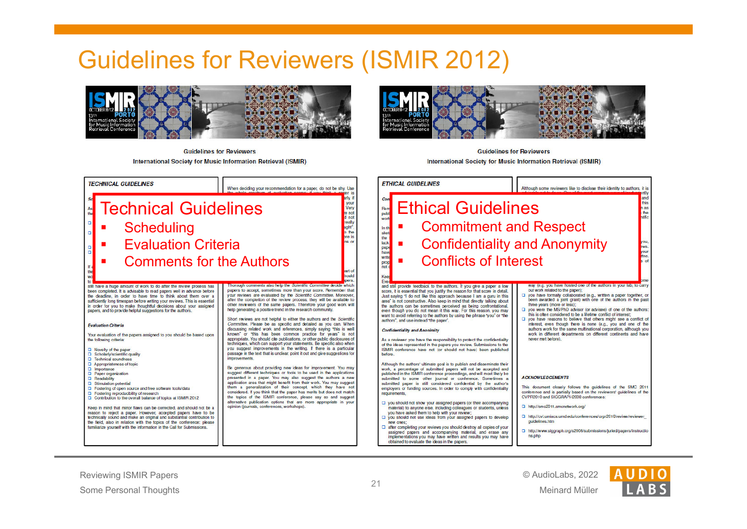# Guidelines for Reviewers (ISMIR 2012)

## Technical Guidelines

- Scheduling
- Evaluation Criteria
- Comments for the Authors

## Ethical Guidelines

- Commitment and Respect
- Confidentiality and Anonymity
- Conflicts of Interest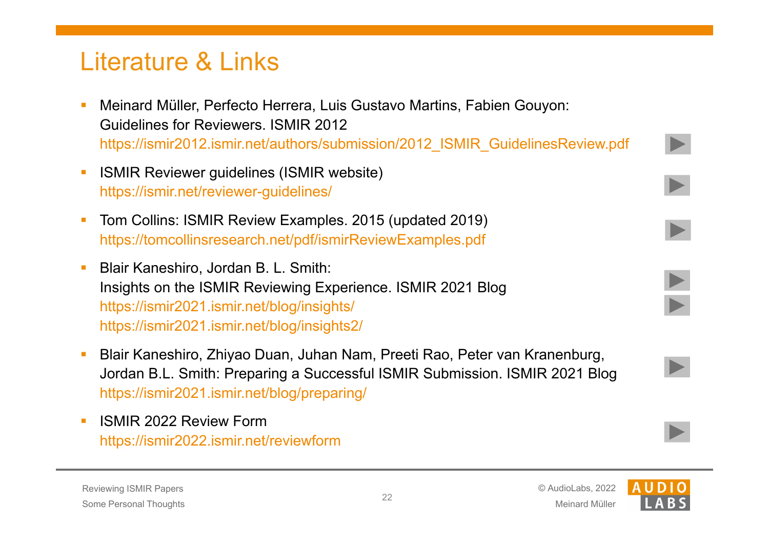# Literature & Links

- Meinard Müller, Perfecto Herrera, Luis Gustavo Martins, Fabien Gouyon: Guidelines for Reviewers. ISMIR 2012
  https://ismir2012.ismir.net/authors/submission/2012_ISMIR_GuidelinesReview.pdf
- ISMIR Reviewer guidelines (ISMIR website)
  https://ismir.net/reviewer-guidelines/
- Tom Collins: ISMIR Review Examples. 2015 (updated 2019)
  https://tomcollinsresearch.net/pdf/ismirReviewExamples.pdf
- Blair Kaneshiro, Jordan B. L. Smith: Insights on the ISMIR Reviewing Experience. ISMIR 2021 Blog
  https://ismir2021.ismir.net/blog/insights/
  https://ismir2021.ismir.net/blog/insights2/
- Blair Kaneshiro, Zhiyao Duan, Juhan Nam, Preeti Rao, Peter van Kranenburg, Jordan B.L. Smith: Preparing a Successful ISMIR Submission. ISMIR 2021 Blog
  https://ismir2021.ismir.net/blog/preparing/
- ISMIR 2022 Review Form
  https://ismir2022.ismir.net/reviewform